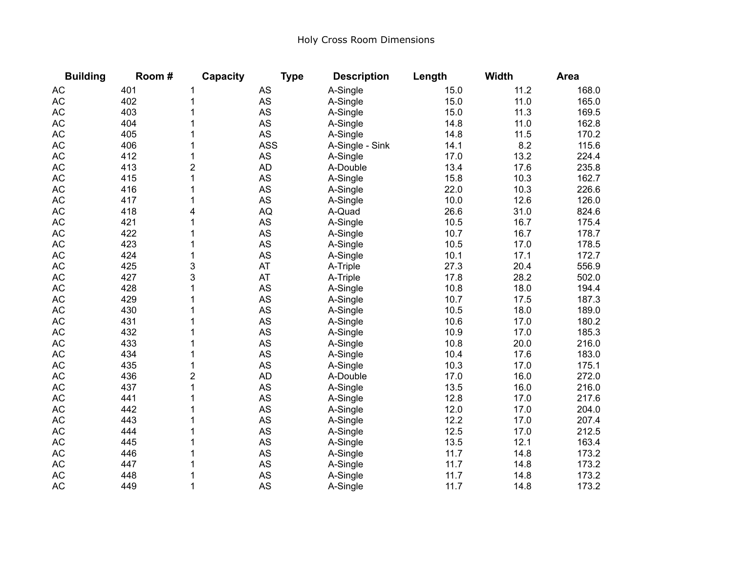# Holy Cross Room Dimensions

| Building | Room # | Capacity | Type | Description | Length | Width | Area |
|---|---|---|---|---|---|---|---|
| AC | 401 | 1 | AS | A-Single | 15.0 | 11.2 | 168.0 |
| AC | 402 | 1 | AS | A-Single | 15.0 | 11.0 | 165.0 |
| AC | 403 | 1 | AS | A-Single | 15.0 | 11.3 | 169.5 |
| AC | 404 | 1 | AS | A-Single | 14.8 | 11.0 | 162.8 |
| AC | 405 | 1 | AS | A-Single | 14.8 | 11.5 | 170.2 |
| AC | 406 | 1 | ASS | A-Single - Sink | 14.1 | 8.2 | 115.6 |
| AC | 412 | 1 | AS | A-Single | 17.0 | 13.2 | 224.4 |
| AC | 413 | 2 | AD | A-Double | 13.4 | 17.6 | 235.8 |
| AC | 415 | 1 | AS | A-Single | 15.8 | 10.3 | 162.7 |
| AC | 416 | 1 | AS | A-Single | 22.0 | 10.3 | 226.6 |
| AC | 417 | 1 | AS | A-Single | 10.0 | 12.6 | 126.0 |
| AC | 418 | 4 | AQ | A-Quad | 26.6 | 31.0 | 824.6 |
| AC | 421 | 1 | AS | A-Single | 10.5 | 16.7 | 175.4 |
| AC | 422 | 1 | AS | A-Single | 10.7 | 16.7 | 178.7 |
| AC | 423 | 1 | AS | A-Single | 10.5 | 17.0 | 178.5 |
| AC | 424 | 1 | AS | A-Single | 10.1 | 17.1 | 172.7 |
| AC | 425 | 3 | AT | A-Triple | 27.3 | 20.4 | 556.9 |
| AC | 427 | 3 | AT | A-Triple | 17.8 | 28.2 | 502.0 |
| AC | 428 | 1 | AS | A-Single | 10.8 | 18.0 | 194.4 |
| AC | 429 | 1 | AS | A-Single | 10.7 | 17.5 | 187.3 |
| AC | 430 | 1 | AS | A-Single | 10.5 | 18.0 | 189.0 |
| AC | 431 | 1 | AS | A-Single | 10.6 | 17.0 | 180.2 |
| AC | 432 | 1 | AS | A-Single | 10.9 | 17.0 | 185.3 |
| AC | 433 | 1 | AS | A-Single | 10.8 | 20.0 | 216.0 |
| AC | 434 | 1 | AS | A-Single | 10.4 | 17.6 | 183.0 |
| AC | 435 | 1 | AS | A-Single | 10.3 | 17.0 | 175.1 |
| AC | 436 | 2 | AD | A-Double | 17.0 | 16.0 | 272.0 |
| AC | 437 | 1 | AS | A-Single | 13.5 | 16.0 | 216.0 |
| AC | 441 | 1 | AS | A-Single | 12.8 | 17.0 | 217.6 |
| AC | 442 | 1 | AS | A-Single | 12.0 | 17.0 | 204.0 |
| AC | 443 | 1 | AS | A-Single | 12.2 | 17.0 | 207.4 |
| AC | 444 | 1 | AS | A-Single | 12.5 | 17.0 | 212.5 |
| AC | 445 | 1 | AS | A-Single | 13.5 | 12.1 | 163.4 |
| AC | 446 | 1 | AS | A-Single | 11.7 | 14.8 | 173.2 |
| AC | 447 | 1 | AS | A-Single | 11.7 | 14.8 | 173.2 |
| AC | 448 | 1 | AS | A-Single | 11.7 | 14.8 | 173.2 |
| AC | 449 | 1 | AS | A-Single | 11.7 | 14.8 | 173.2 |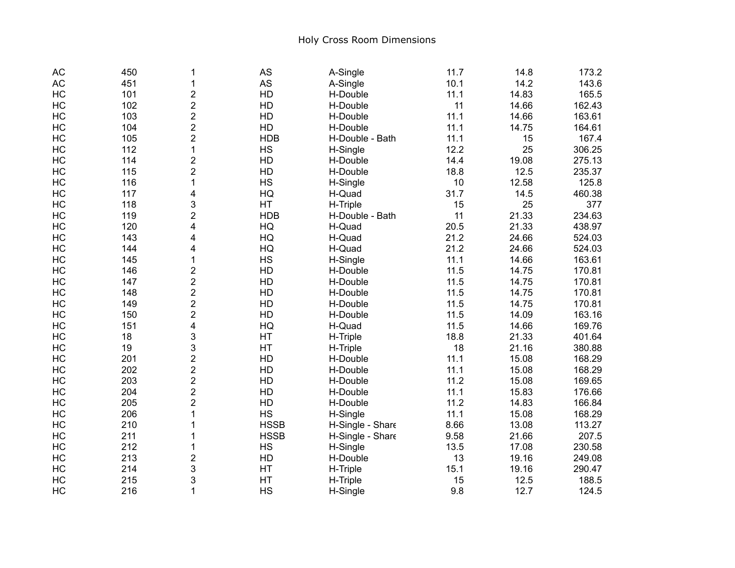Holy Cross Room Dimensions

| | | | | | | | |
|---|---|---|---|---|---|---|---|
| AC | 450 | 1 | AS | A-Single | 11.7 | 14.8 | 173.2 |
| AC | 451 | 1 | AS | A-Single | 10.1 | 14.2 | 143.6 |
| HC | 101 | 2 | HD | H-Double | 11.1 | 14.83 | 165.5 |
| HC | 102 | 2 | HD | H-Double | 11 | 14.66 | 162.43 |
| HC | 103 | 2 | HD | H-Double | 11.1 | 14.66 | 163.61 |
| HC | 104 | 2 | HD | H-Double | 11.1 | 14.75 | 164.61 |
| HC | 105 | 2 | HDB | H-Double - Bath | 11.1 | 15 | 167.4 |
| HC | 112 | 1 | HS | H-Single | 12.2 | 25 | 306.25 |
| HC | 114 | 2 | HD | H-Double | 14.4 | 19.08 | 275.13 |
| HC | 115 | 2 | HD | H-Double | 18.8 | 12.5 | 235.37 |
| HC | 116 | 1 | HS | H-Single | 10 | 12.58 | 125.8 |
| HC | 117 | 4 | HQ | H-Quad | 31.7 | 14.5 | 460.38 |
| HC | 118 | 3 | HT | H-Triple | 15 | 25 | 377 |
| HC | 119 | 2 | HDB | H-Double - Bath | 11 | 21.33 | 234.63 |
| HC | 120 | 4 | HQ | H-Quad | 20.5 | 21.33 | 438.97 |
| HC | 143 | 4 | HQ | H-Quad | 21.2 | 24.66 | 524.03 |
| HC | 144 | 4 | HQ | H-Quad | 21.2 | 24.66 | 524.03 |
| HC | 145 | 1 | HS | H-Single | 11.1 | 14.66 | 163.61 |
| HC | 146 | 2 | HD | H-Double | 11.5 | 14.75 | 170.81 |
| HC | 147 | 2 | HD | H-Double | 11.5 | 14.75 | 170.81 |
| HC | 148 | 2 | HD | H-Double | 11.5 | 14.75 | 170.81 |
| HC | 149 | 2 | HD | H-Double | 11.5 | 14.75 | 170.81 |
| HC | 150 | 2 | HD | H-Double | 11.5 | 14.09 | 163.16 |
| HC | 151 | 4 | HQ | H-Quad | 11.5 | 14.66 | 169.76 |
| HC | 18 | 3 | HT | H-Triple | 18.8 | 21.33 | 401.64 |
| HC | 19 | 3 | HT | H-Triple | 18 | 21.16 | 380.88 |
| HC | 201 | 2 | HD | H-Double | 11.1 | 15.08 | 168.29 |
| HC | 202 | 2 | HD | H-Double | 11.1 | 15.08 | 168.29 |
| HC | 203 | 2 | HD | H-Double | 11.2 | 15.08 | 169.65 |
| HC | 204 | 2 | HD | H-Double | 11.1 | 15.83 | 176.66 |
| HC | 205 | 2 | HD | H-Double | 11.2 | 14.83 | 166.84 |
| HC | 206 | 1 | HS | H-Single | 11.1 | 15.08 | 168.29 |
| HC | 210 | 1 | HSSB | H-Single - Share | 8.66 | 13.08 | 113.27 |
| HC | 211 | 1 | HSSB | H-Single - Share | 9.58 | 21.66 | 207.5 |
| HC | 212 | 1 | HS | H-Single | 13.5 | 17.08 | 230.58 |
| HC | 213 | 2 | HD | H-Double | 13 | 19.16 | 249.08 |
| HC | 214 | 3 | HT | H-Triple | 15.1 | 19.16 | 290.47 |
| HC | 215 | 3 | HT | H-Triple | 15 | 12.5 | 188.5 |
| HC | 216 | 1 | HS | H-Single | 9.8 | 12.7 | 124.5 |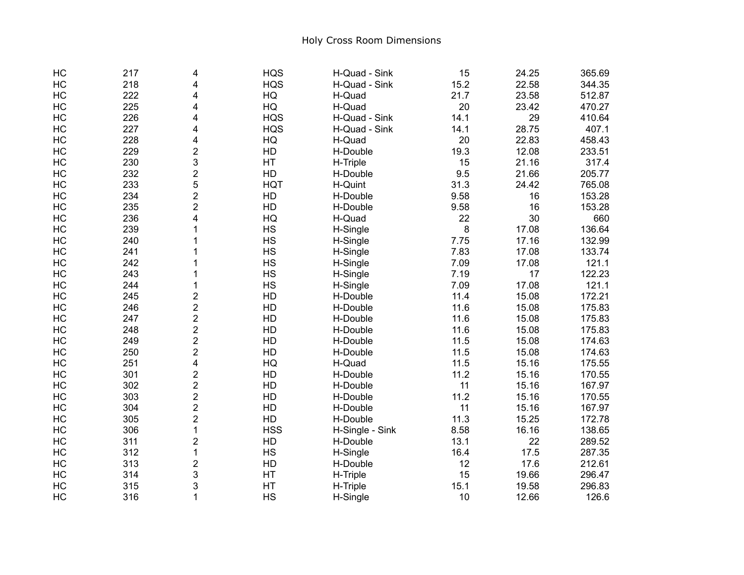Holy Cross Room Dimensions

| | | | | | | | |
|---|---|---|---|---|---|---|---|
| HC | 217 | 4 | HQS | H-Quad - Sink | 15 | 24.25 | 365.69 |
| HC | 218 | 4 | HQS | H-Quad - Sink | 15.2 | 22.58 | 344.35 |
| HC | 222 | 4 | HQ | H-Quad | 21.7 | 23.58 | 512.87 |
| HC | 225 | 4 | HQ | H-Quad | 20 | 23.42 | 470.27 |
| HC | 226 | 4 | HQS | H-Quad - Sink | 14.1 | 29 | 410.64 |
| HC | 227 | 4 | HQS | H-Quad - Sink | 14.1 | 28.75 | 407.1 |
| HC | 228 | 4 | HQ | H-Quad | 20 | 22.83 | 458.43 |
| HC | 229 | 2 | HD | H-Double | 19.3 | 12.08 | 233.51 |
| HC | 230 | 3 | HT | H-Triple | 15 | 21.16 | 317.4 |
| HC | 232 | 2 | HD | H-Double | 9.5 | 21.66 | 205.77 |
| HC | 233 | 5 | HQT | H-Quint | 31.3 | 24.42 | 765.08 |
| HC | 234 | 2 | HD | H-Double | 9.58 | 16 | 153.28 |
| HC | 235 | 2 | HD | H-Double | 9.58 | 16 | 153.28 |
| HC | 236 | 4 | HQ | H-Quad | 22 | 30 | 660 |
| HC | 239 | 1 | HS | H-Single | 8 | 17.08 | 136.64 |
| HC | 240 | 1 | HS | H-Single | 7.75 | 17.16 | 132.99 |
| HC | 241 | 1 | HS | H-Single | 7.83 | 17.08 | 133.74 |
| HC | 242 | 1 | HS | H-Single | 7.09 | 17.08 | 121.1 |
| HC | 243 | 1 | HS | H-Single | 7.19 | 17 | 122.23 |
| HC | 244 | 1 | HS | H-Single | 7.09 | 17.08 | 121.1 |
| HC | 245 | 2 | HD | H-Double | 11.4 | 15.08 | 172.21 |
| HC | 246 | 2 | HD | H-Double | 11.6 | 15.08 | 175.83 |
| HC | 247 | 2 | HD | H-Double | 11.6 | 15.08 | 175.83 |
| HC | 248 | 2 | HD | H-Double | 11.6 | 15.08 | 175.83 |
| HC | 249 | 2 | HD | H-Double | 11.5 | 15.08 | 174.63 |
| HC | 250 | 2 | HD | H-Double | 11.5 | 15.08 | 174.63 |
| HC | 251 | 4 | HQ | H-Quad | 11.5 | 15.16 | 175.55 |
| HC | 301 | 2 | HD | H-Double | 11.2 | 15.16 | 170.55 |
| HC | 302 | 2 | HD | H-Double | 11 | 15.16 | 167.97 |
| HC | 303 | 2 | HD | H-Double | 11.2 | 15.16 | 170.55 |
| HC | 304 | 2 | HD | H-Double | 11 | 15.16 | 167.97 |
| HC | 305 | 2 | HD | H-Double | 11.3 | 15.25 | 172.78 |
| HC | 306 | 1 | HSS | H-Single - Sink | 8.58 | 16.16 | 138.65 |
| HC | 311 | 2 | HD | H-Double | 13.1 | 22 | 289.52 |
| HC | 312 | 1 | HS | H-Single | 16.4 | 17.5 | 287.35 |
| HC | 313 | 2 | HD | H-Double | 12 | 17.6 | 212.61 |
| HC | 314 | 3 | HT | H-Triple | 15 | 19.66 | 296.47 |
| HC | 315 | 3 | HT | H-Triple | 15.1 | 19.58 | 296.83 |
| HC | 316 | 1 | HS | H-Single | 10 | 12.66 | 126.6 |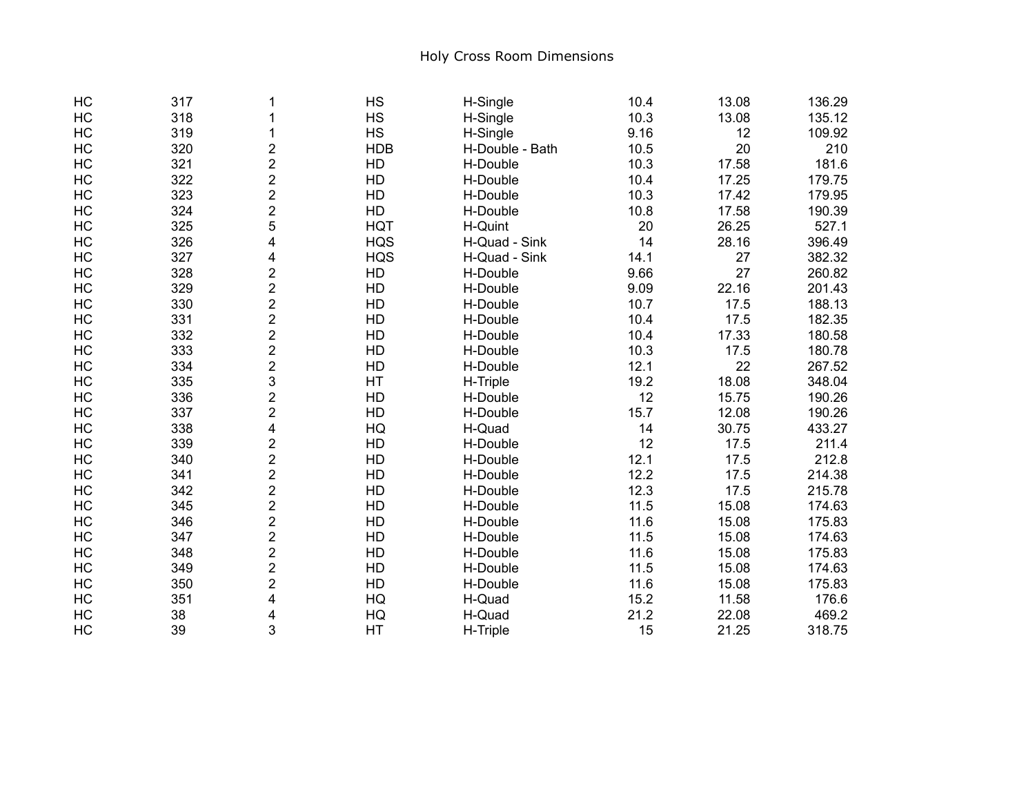Holy Cross Room Dimensions

| | | | | | | | |
|---|---|---|---|---|---|---|---|
| HC | 317 | 1 | HS | H-Single | 10.4 | 13.08 | 136.29 |
| HC | 318 | 1 | HS | H-Single | 10.3 | 13.08 | 135.12 |
| HC | 319 | 1 | HS | H-Single | 9.16 | 12 | 109.92 |
| HC | 320 | 2 | HDB | H-Double - Bath | 10.5 | 20 | 210 |
| HC | 321 | 2 | HD | H-Double | 10.3 | 17.58 | 181.6 |
| HC | 322 | 2 | HD | H-Double | 10.4 | 17.25 | 179.75 |
| HC | 323 | 2 | HD | H-Double | 10.3 | 17.42 | 179.95 |
| HC | 324 | 2 | HD | H-Double | 10.8 | 17.58 | 190.39 |
| HC | 325 | 5 | HQT | H-Quint | 20 | 26.25 | 527.1 |
| HC | 326 | 4 | HQS | H-Quad - Sink | 14 | 28.16 | 396.49 |
| HC | 327 | 4 | HQS | H-Quad - Sink | 14.1 | 27 | 382.32 |
| HC | 328 | 2 | HD | H-Double | 9.66 | 27 | 260.82 |
| HC | 329 | 2 | HD | H-Double | 9.09 | 22.16 | 201.43 |
| HC | 330 | 2 | HD | H-Double | 10.7 | 17.5 | 188.13 |
| HC | 331 | 2 | HD | H-Double | 10.4 | 17.5 | 182.35 |
| HC | 332 | 2 | HD | H-Double | 10.4 | 17.33 | 180.58 |
| HC | 333 | 2 | HD | H-Double | 10.3 | 17.5 | 180.78 |
| HC | 334 | 2 | HD | H-Double | 12.1 | 22 | 267.52 |
| HC | 335 | 3 | HT | H-Triple | 19.2 | 18.08 | 348.04 |
| HC | 336 | 2 | HD | H-Double | 12 | 15.75 | 190.26 |
| HC | 337 | 2 | HD | H-Double | 15.7 | 12.08 | 190.26 |
| HC | 338 | 4 | HQ | H-Quad | 14 | 30.75 | 433.27 |
| HC | 339 | 2 | HD | H-Double | 12 | 17.5 | 211.4 |
| HC | 340 | 2 | HD | H-Double | 12.1 | 17.5 | 212.8 |
| HC | 341 | 2 | HD | H-Double | 12.2 | 17.5 | 214.38 |
| HC | 342 | 2 | HD | H-Double | 12.3 | 17.5 | 215.78 |
| HC | 345 | 2 | HD | H-Double | 11.5 | 15.08 | 174.63 |
| HC | 346 | 2 | HD | H-Double | 11.6 | 15.08 | 175.83 |
| HC | 347 | 2 | HD | H-Double | 11.5 | 15.08 | 174.63 |
| HC | 348 | 2 | HD | H-Double | 11.6 | 15.08 | 175.83 |
| HC | 349 | 2 | HD | H-Double | 11.5 | 15.08 | 174.63 |
| HC | 350 | 2 | HD | H-Double | 11.6 | 15.08 | 175.83 |
| HC | 351 | 4 | HQ | H-Quad | 15.2 | 11.58 | 176.6 |
| HC | 38 | 4 | HQ | H-Quad | 21.2 | 22.08 | 469.2 |
| HC | 39 | 3 | HT | H-Triple | 15 | 21.25 | 318.75 |